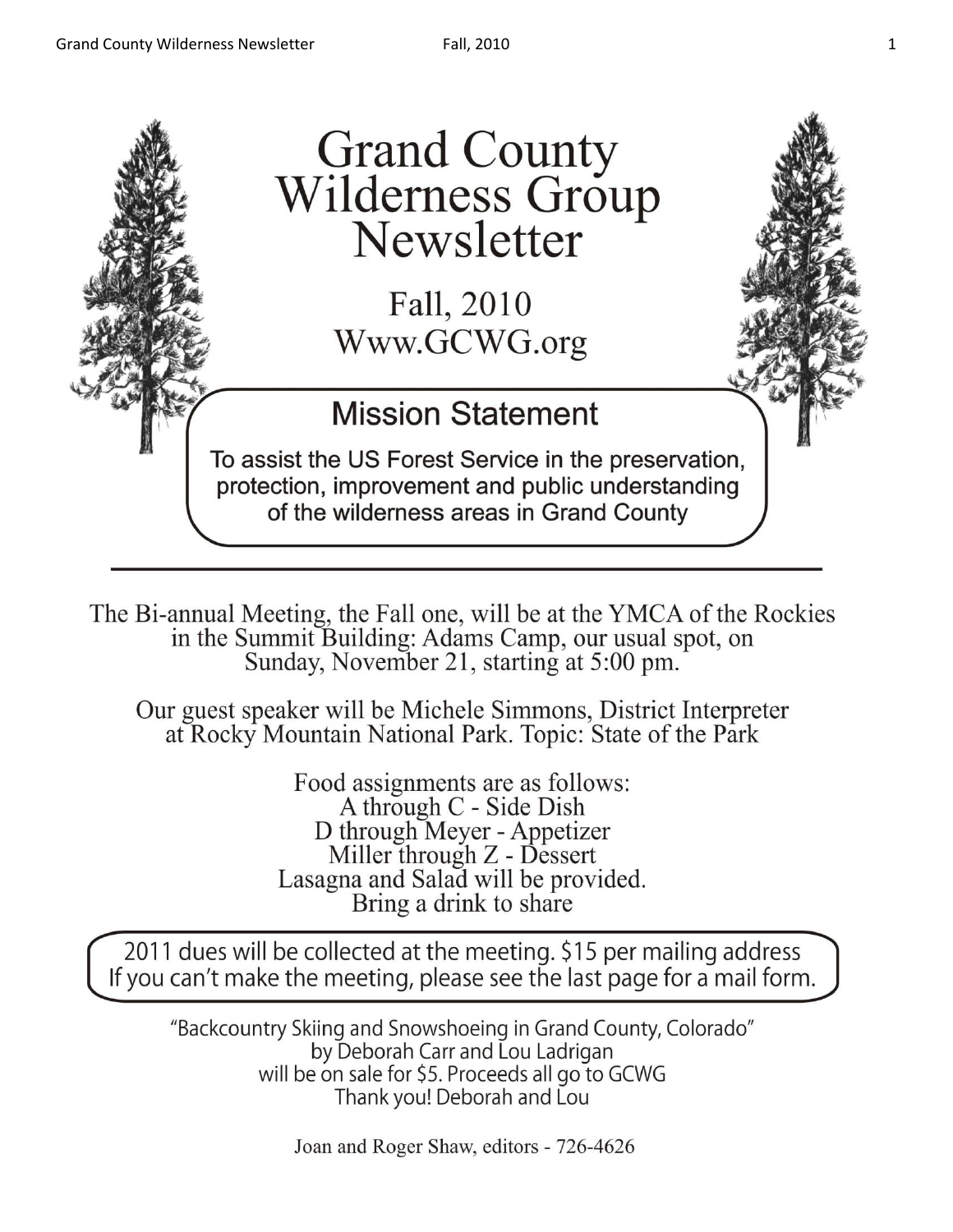# Grand County Wilderness Group Newsletter

Fall, 2010

Www.GCWG.org

## Mission Statement

To assist the US Forest Service in the preservation, protection, improvement and public understanding of the wilderness areas in Grand County

---

The Bi-annual Meeting, the Fall one, will be at the YMCA of the Rockies in the Summit Building: Adams Camp, our usual spot, on Sunday, November 21, starting at 5:00 pm.

Our guest speaker will be Michele Simmons, District Interpreter at Rocky Mountain National Park. Topic: State of the Park

Food assignments are as follows:
A through C - Side Dish
D through Meyer - Appetizer
Miller through Z - Dessert
Lasagna and Salad will be provided.
Bring a drink to share

2011 dues will be collected at the meeting. $15 per mailing address
If you can't make the meeting, please see the last page for a mail form.

"Backcountry Skiing and Snowshoeing in Grand County, Colorado"
by Deborah Carr and Lou Ladrigan
will be on sale for $5. Proceeds all go to GCWG
Thank you! Deborah and Lou

Joan and Roger Shaw, editors - 726-4626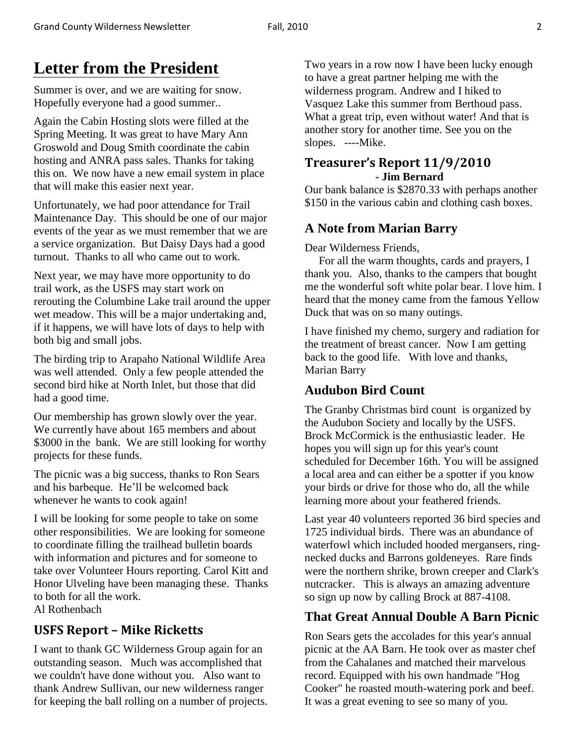# Letter from the President

Summer is over, and we are waiting for snow. Hopefully everyone had a good summer..

Again the Cabin Hosting slots were filled at the Spring Meeting. It was great to have Mary Ann Groswold and Doug Smith coordinate the cabin hosting and ANRA pass sales. Thanks for taking this on. We now have a new email system in place that will make this easier next year.

Unfortunately, we had poor attendance for Trail Maintenance Day. This should be one of our major events of the year as we must remember that we are a service organization. But Daisy Days had a good turnout. Thanks to all who came out to work.

Next year, we may have more opportunity to do trail work, as the USFS may start work on rerouting the Columbine Lake trail around the upper wet meadow. This will be a major undertaking and, if it happens, we will have lots of days to help with both big and small jobs.

The birding trip to Arapaho National Wildlife Area was well attended. Only a few people attended the second bird hike at North Inlet, but those that did had a good time.

Our membership has grown slowly over the year. We currently have about 165 members and about $3000 in the bank. We are still looking for worthy projects for these funds.

The picnic was a big success, thanks to Ron Sears and his barbeque. He'll be welcomed back whenever he wants to cook again!

I will be looking for some people to take on some other responsibilities. We are looking for someone to coordinate filling the trailhead bulletin boards with information and pictures and for someone to take over Volunteer Hours reporting. Carol Kitt and Honor Ulveling have been managing these. Thanks to both for all the work.
Al Rothenbach

## USFS Report – Mike Ricketts

I want to thank GC Wilderness Group again for an outstanding season. Much was accomplished that we couldn't have done without you. Also want to thank Andrew Sullivan, our new wilderness ranger for keeping the ball rolling on a number of projects. Two years in a row now I have been lucky enough to have a great partner helping me with the wilderness program. Andrew and I hiked to Vasquez Lake this summer from Berthoud pass. What a great trip, even without water! And that is another story for another time. See you on the slopes. ----Mike.

## Treasurer's Report 11/9/2010

**- Jim Bernard**

Our bank balance is $2870.33 with perhaps another $150 in the various cabin and clothing cash boxes.

## A Note from Marian Barry

Dear Wilderness Friends,

For all the warm thoughts, cards and prayers, I thank you. Also, thanks to the campers that bought me the wonderful soft white polar bear. I love him. I heard that the money came from the famous Yellow Duck that was on so many outings.

I have finished my chemo, surgery and radiation for the treatment of breast cancer. Now I am getting back to the good life. With love and thanks, Marian Barry

## Audubon Bird Count

The Granby Christmas bird count is organized by the Audubon Society and locally by the USFS. Brock McCormick is the enthusiastic leader. He hopes you will sign up for this year's count scheduled for December 16th. You will be assigned a local area and can either be a spotter if you know your birds or drive for those who do, all the while learning more about your feathered friends.

Last year 40 volunteers reported 36 bird species and 1725 individual birds. There was an abundance of waterfowl which included hooded mergansers, ring-necked ducks and Barrons goldeneyes. Rare finds were the northern shrike, brown creeper and Clark's nutcracker. This is always an amazing adventure so sign up now by calling Brock at 887-4108.

## That Great Annual Double A Barn Picnic

Ron Sears gets the accolades for this year's annual picnic at the AA Barn. He took over as master chef from the Cahalanes and matched their marvelous record. Equipped with his own handmade "Hog Cooker" he roasted mouth-watering pork and beef. It was a great evening to see so many of you.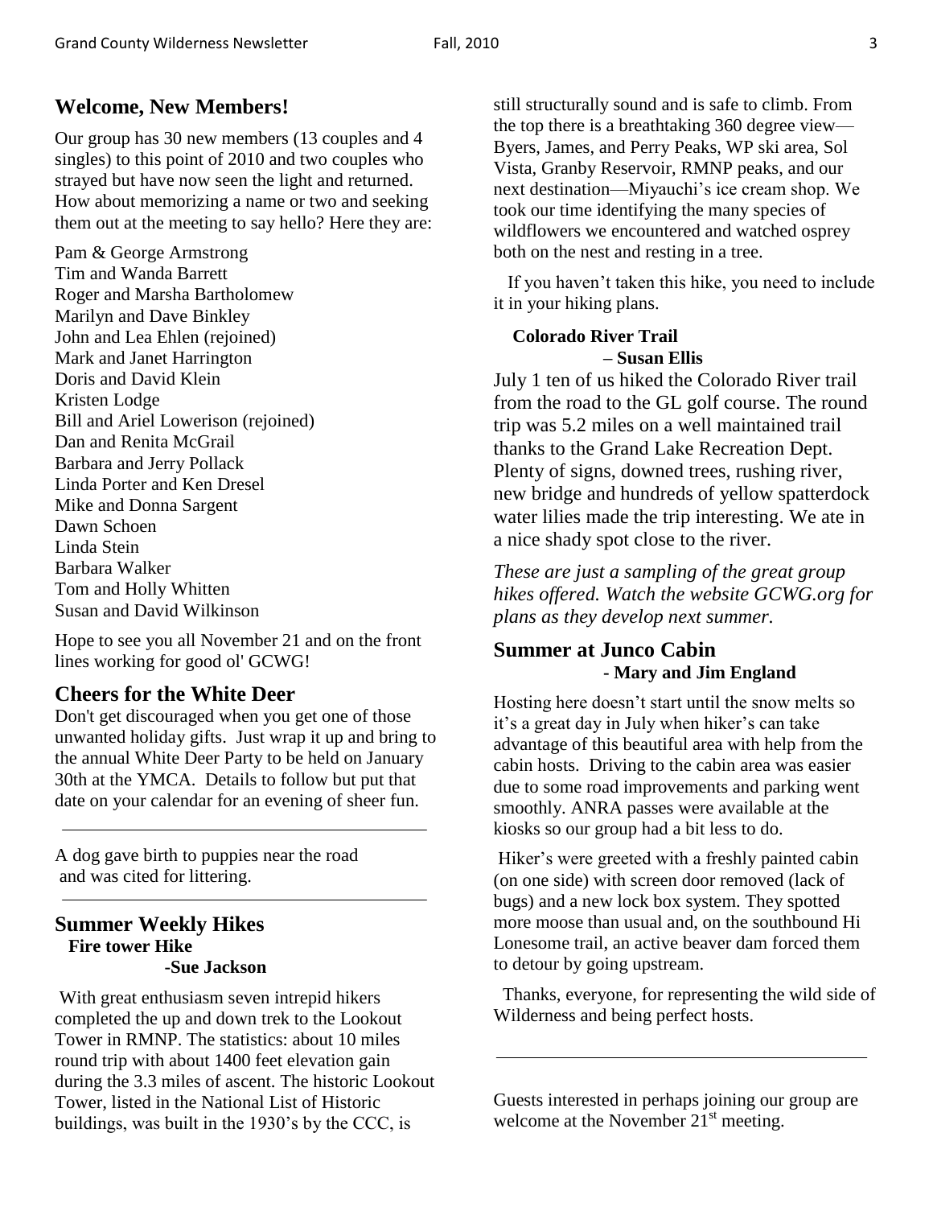## Welcome, New Members!

Our group has 30 new members (13 couples and 4 singles) to this point of 2010 and two couples who strayed but have now seen the light and returned. How about memorizing a name or two and seeking them out at the meeting to say hello? Here they are:

Pam & George Armstrong
Tim and Wanda Barrett
Roger and Marsha Bartholomew
Marilyn and Dave Binkley
John and Lea Ehlen (rejoined)
Mark and Janet Harrington
Doris and David Klein
Kristen Lodge
Bill and Ariel Lowerison (rejoined)
Dan and Renita McGrail
Barbara and Jerry Pollack
Linda Porter and Ken Dresel
Mike and Donna Sargent
Dawn Schoen
Linda Stein
Barbara Walker
Tom and Holly Whitten
Susan and David Wilkinson

Hope to see you all November 21 and on the front lines working for good ol' GCWG!

## Cheers for the White Deer

Don't get discouraged when you get one of those unwanted holiday gifts. Just wrap it up and bring to the annual White Deer Party to be held on January 30th at the YMCA. Details to follow but put that date on your calendar for an evening of sheer fun.

---

A dog gave birth to puppies near the road and was cited for littering.

---

## Summer Weekly Hikes

### Fire tower Hike

**-Sue Jackson**

With great enthusiasm seven intrepid hikers completed the up and down trek to the Lookout Tower in RMNP. The statistics: about 10 miles round trip with about 1400 feet elevation gain during the 3.3 miles of ascent. The historic Lookout Tower, listed in the National List of Historic buildings, was built in the 1930's by the CCC, is still structurally sound and is safe to climb. From the top there is a breathtaking 360 degree view—Byers, James, and Perry Peaks, WP ski area, Sol Vista, Granby Reservoir, RMNP peaks, and our next destination—Miyauchi's ice cream shop. We took our time identifying the many species of wildflowers we encountered and watched osprey both on the nest and resting in a tree.

If you haven't taken this hike, you need to include it in your hiking plans.

### Colorado River Trail

**– Susan Ellis**

July 1 ten of us hiked the Colorado River trail from the road to the GL golf course. The round trip was 5.2 miles on a well maintained trail thanks to the Grand Lake Recreation Dept. Plenty of signs, downed trees, rushing river, new bridge and hundreds of yellow spatterdock water lilies made the trip interesting. We ate in a nice shady spot close to the river.

*These are just a sampling of the great group hikes offered. Watch the website GCWG.org for plans as they develop next summer.*

## Summer at Junco Cabin

**- Mary and Jim England**

Hosting here doesn't start until the snow melts so it's a great day in July when hiker's can take advantage of this beautiful area with help from the cabin hosts. Driving to the cabin area was easier due to some road improvements and parking went smoothly. ANRA passes were available at the kiosks so our group had a bit less to do.

Hiker's were greeted with a freshly painted cabin (on one side) with screen door removed (lack of bugs) and a new lock box system. They spotted more moose than usual and, on the southbound Hi Lonesome trail, an active beaver dam forced them to detour by going upstream.

Thanks, everyone, for representing the wild side of Wilderness and being perfect hosts.

---

Guests interested in perhaps joining our group are welcome at the November 21st meeting.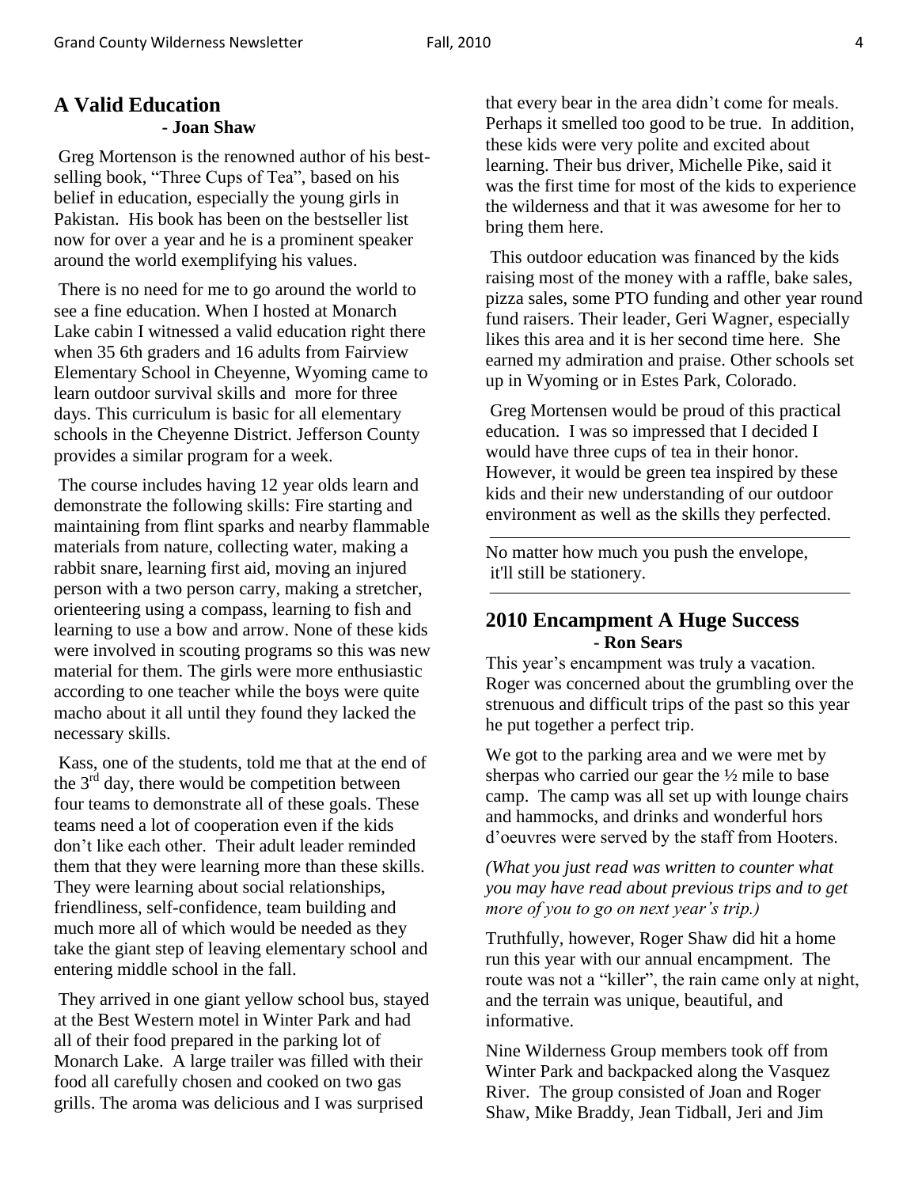## A Valid Education

**- Joan Shaw**

Greg Mortenson is the renowned author of his best-selling book, "Three Cups of Tea", based on his belief in education, especially the young girls in Pakistan. His book has been on the bestseller list now for over a year and he is a prominent speaker around the world exemplifying his values.

There is no need for me to go around the world to see a fine education. When I hosted at Monarch Lake cabin I witnessed a valid education right there when 35 6th graders and 16 adults from Fairview Elementary School in Cheyenne, Wyoming came to learn outdoor survival skills and more for three days. This curriculum is basic for all elementary schools in the Cheyenne District. Jefferson County provides a similar program for a week.

The course includes having 12 year olds learn and demonstrate the following skills: Fire starting and maintaining from flint sparks and nearby flammable materials from nature, collecting water, making a rabbit snare, learning first aid, moving an injured person with a two person carry, making a stretcher, orienteering using a compass, learning to fish and learning to use a bow and arrow. None of these kids were involved in scouting programs so this was new material for them. The girls were more enthusiastic according to one teacher while the boys were quite macho about it all until they found they lacked the necessary skills.

Kass, one of the students, told me that at the end of the 3rd day, there would be competition between four teams to demonstrate all of these goals. These teams need a lot of cooperation even if the kids don't like each other. Their adult leader reminded them that they were learning more than these skills. They were learning about social relationships, friendliness, self-confidence, team building and much more all of which would be needed as they take the giant step of leaving elementary school and entering middle school in the fall.

They arrived in one giant yellow school bus, stayed at the Best Western motel in Winter Park and had all of their food prepared in the parking lot of Monarch Lake. A large trailer was filled with their food all carefully chosen and cooked on two gas grills. The aroma was delicious and I was surprised that every bear in the area didn't come for meals. Perhaps it smelled too good to be true. In addition, these kids were very polite and excited about learning. Their bus driver, Michelle Pike, said it was the first time for most of the kids to experience the wilderness and that it was awesome for her to bring them here.

This outdoor education was financed by the kids raising most of the money with a raffle, bake sales, pizza sales, some PTO funding and other year round fund raisers. Their leader, Geri Wagner, especially likes this area and it is her second time here. She earned my admiration and praise. Other schools set up in Wyoming or in Estes Park, Colorado.

Greg Mortensen would be proud of this practical education. I was so impressed that I decided I would have three cups of tea in their honor. However, it would be green tea inspired by these kids and their new understanding of our outdoor environment as well as the skills they perfected.

---

No matter how much you push the envelope, it'll still be stationery.

---

## 2010 Encampment A Huge Success

**- Ron Sears**

This year's encampment was truly a vacation. Roger was concerned about the grumbling over the strenuous and difficult trips of the past so this year he put together a perfect trip.

We got to the parking area and we were met by sherpas who carried our gear the ½ mile to base camp. The camp was all set up with lounge chairs and hammocks, and drinks and wonderful hors d'oeuvres were served by the staff from Hooters.

*(What you just read was written to counter what you may have read about previous trips and to get more of you to go on next year's trip.)*

Truthfully, however, Roger Shaw did hit a home run this year with our annual encampment. The route was not a "killer", the rain came only at night, and the terrain was unique, beautiful, and informative.

Nine Wilderness Group members took off from Winter Park and backpacked along the Vasquez River. The group consisted of Joan and Roger Shaw, Mike Braddy, Jean Tidball, Jeri and Jim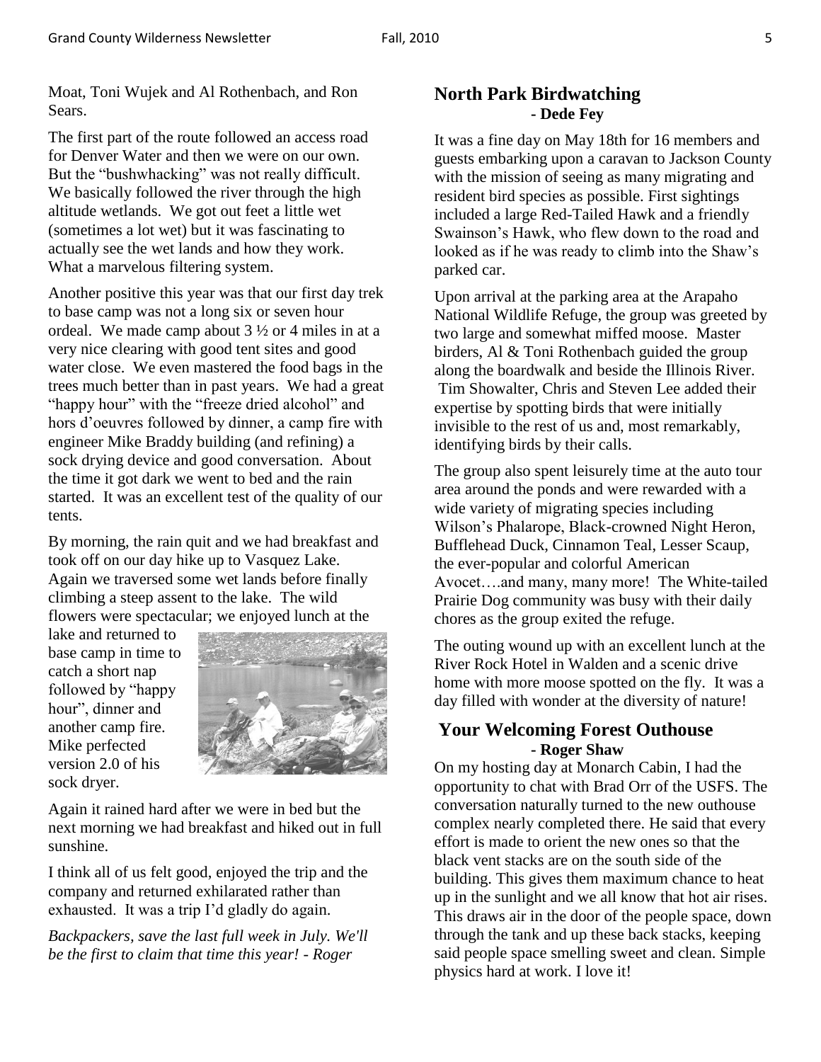Moat, Toni Wujek and Al Rothenbach, and Ron Sears.

The first part of the route followed an access road for Denver Water and then we were on our own. But the "bushwhacking" was not really difficult. We basically followed the river through the high altitude wetlands. We got out feet a little wet (sometimes a lot wet) but it was fascinating to actually see the wet lands and how they work. What a marvelous filtering system.

Another positive this year was that our first day trek to base camp was not a long six or seven hour ordeal. We made camp about 3 ½ or 4 miles in at a very nice clearing with good tent sites and good water close. We even mastered the food bags in the trees much better than in past years. We had a great "happy hour" with the "freeze dried alcohol" and hors d'oeuvres followed by dinner, a camp fire with engineer Mike Braddy building (and refining) a sock drying device and good conversation. About the time it got dark we went to bed and the rain started. It was an excellent test of the quality of our tents.

By morning, the rain quit and we had breakfast and took off on our day hike up to Vasquez Lake. Again we traversed some wet lands before finally climbing a steep assent to the lake. The wild flowers were spectacular; we enjoyed lunch at the lake and returned to base camp in time to catch a short nap followed by "happy hour", dinner and another camp fire. Mike perfected version 2.0 of his sock dryer.

Again it rained hard after we were in bed but the next morning we had breakfast and hiked out in full sunshine.

I think all of us felt good, enjoyed the trip and the company and returned exhilarated rather than exhausted. It was a trip I'd gladly do again.

*Backpackers, save the last full week in July. We'll be the first to claim that time this year! - Roger*

## North Park Birdwatching

**- Dede Fey**

It was a fine day on May 18th for 16 members and guests embarking upon a caravan to Jackson County with the mission of seeing as many migrating and resident bird species as possible. First sightings included a large Red-Tailed Hawk and a friendly Swainson's Hawk, who flew down to the road and looked as if he was ready to climb into the Shaw's parked car.

Upon arrival at the parking area at the Arapaho National Wildlife Refuge, the group was greeted by two large and somewhat miffed moose. Master birders, Al & Toni Rothenbach guided the group along the boardwalk and beside the Illinois River. Tim Showalter, Chris and Steven Lee added their expertise by spotting birds that were initially invisible to the rest of us and, most remarkably, identifying birds by their calls.

The group also spent leisurely time at the auto tour area around the ponds and were rewarded with a wide variety of migrating species including Wilson's Phalarope, Black-crowned Night Heron, Bufflehead Duck, Cinnamon Teal, Lesser Scaup, the ever-popular and colorful American Avocet….and many, many more! The White-tailed Prairie Dog community was busy with their daily chores as the group exited the refuge.

The outing wound up with an excellent lunch at the River Rock Hotel in Walden and a scenic drive home with more moose spotted on the fly. It was a day filled with wonder at the diversity of nature!

## Your Welcoming Forest Outhouse

**- Roger Shaw**

On my hosting day at Monarch Cabin, I had the opportunity to chat with Brad Orr of the USFS. The conversation naturally turned to the new outhouse complex nearly completed there. He said that every effort is made to orient the new ones so that the black vent stacks are on the south side of the building. This gives them maximum chance to heat up in the sunlight and we all know that hot air rises. This draws air in the door of the people space, down through the tank and up these back stacks, keeping said people space smelling sweet and clean. Simple physics hard at work. I love it!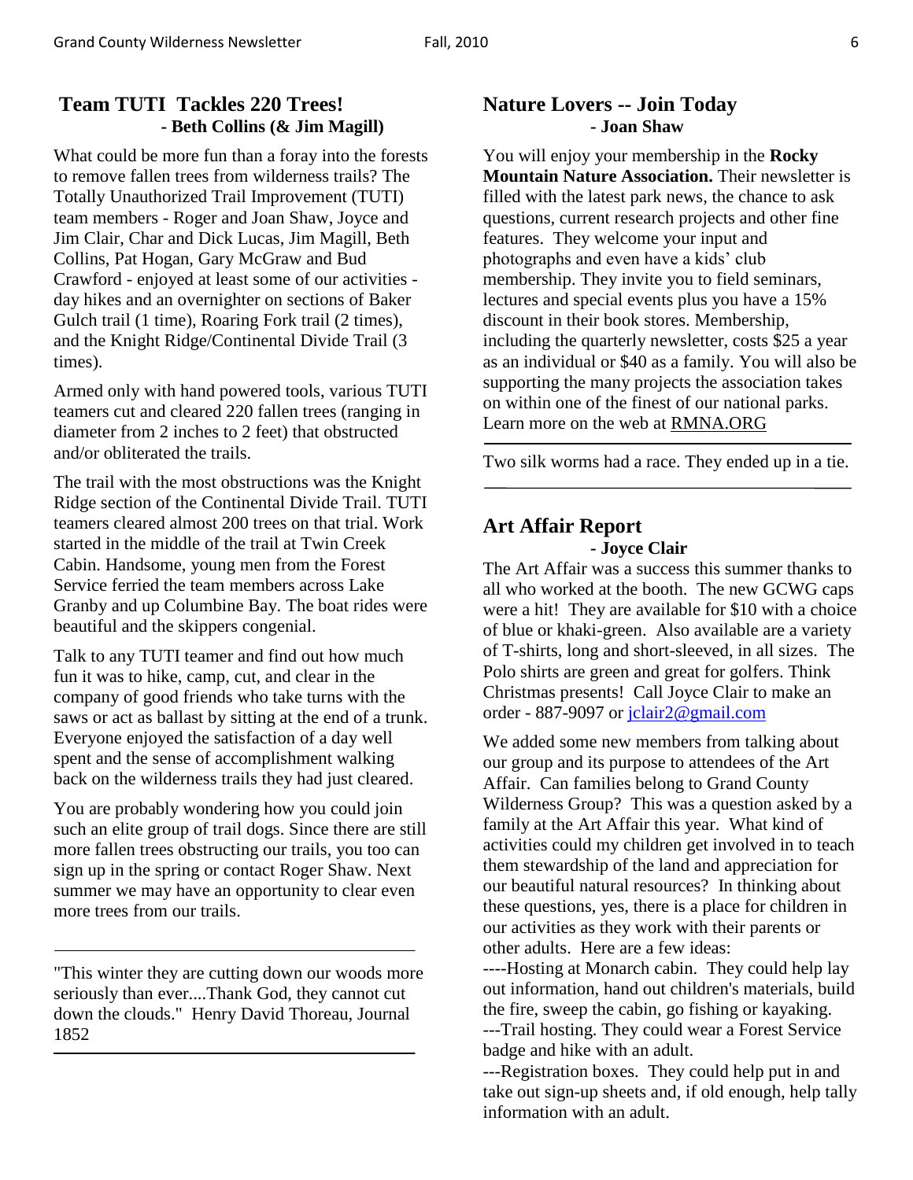## Team TUTI Tackles 220 Trees!

**- Beth Collins (& Jim Magill)**

What could be more fun than a foray into the forests to remove fallen trees from wilderness trails? The Totally Unauthorized Trail Improvement (TUTI) team members - Roger and Joan Shaw, Joyce and Jim Clair, Char and Dick Lucas, Jim Magill, Beth Collins, Pat Hogan, Gary McGraw and Bud Crawford - enjoyed at least some of our activities - day hikes and an overnighter on sections of Baker Gulch trail (1 time), Roaring Fork trail (2 times), and the Knight Ridge/Continental Divide Trail (3 times).

Armed only with hand powered tools, various TUTI teamers cut and cleared 220 fallen trees (ranging in diameter from 2 inches to 2 feet) that obstructed and/or obliterated the trails.

The trail with the most obstructions was the Knight Ridge section of the Continental Divide Trail. TUTI teamers cleared almost 200 trees on that trial. Work started in the middle of the trail at Twin Creek Cabin. Handsome, young men from the Forest Service ferried the team members across Lake Granby and up Columbine Bay. The boat rides were beautiful and the skippers congenial.

Talk to any TUTI teamer and find out how much fun it was to hike, camp, cut, and clear in the company of good friends who take turns with the saws or act as ballast by sitting at the end of a trunk. Everyone enjoyed the satisfaction of a day well spent and the sense of accomplishment walking back on the wilderness trails they had just cleared.

You are probably wondering how you could join such an elite group of trail dogs. Since there are still more fallen trees obstructing our trails, you too can sign up in the spring or contact Roger Shaw. Next summer we may have an opportunity to clear even more trees from our trails.

---

"This winter they are cutting down our woods more seriously than ever....Thank God, they cannot cut down the clouds." Henry David Thoreau, Journal 1852

---

## Nature Lovers -- Join Today

**- Joan Shaw**

You will enjoy your membership in the **Rocky Mountain Nature Association.** Their newsletter is filled with the latest park news, the chance to ask questions, current research projects and other fine features. They welcome your input and photographs and even have a kids' club membership. They invite you to field seminars, lectures and special events plus you have a 15% discount in their book stores. Membership, including the quarterly newsletter, costs $25 a year as an individual or $40 as a family. You will also be supporting the many projects the association takes on within one of the finest of our national parks. Learn more on the web at RMNA.ORG

---

Two silk worms had a race. They ended up in a tie.

---

## Art Affair Report

**- Joyce Clair**

The Art Affair was a success this summer thanks to all who worked at the booth. The new GCWG caps were a hit! They are available for $10 with a choice of blue or khaki-green. Also available are a variety of T-shirts, long and short-sleeved, in all sizes. The Polo shirts are green and great for golfers. Think Christmas presents! Call Joyce Clair to make an order - 887-9097 or jclair2@gmail.com

We added some new members from talking about our group and its purpose to attendees of the Art Affair. Can families belong to Grand County Wilderness Group? This was a question asked by a family at the Art Affair this year. What kind of activities could my children get involved in to teach them stewardship of the land and appreciation for our beautiful natural resources? In thinking about these questions, yes, there is a place for children in our activities as they work with their parents or other adults. Here are a few ideas:

----Hosting at Monarch cabin. They could help lay out information, hand out children's materials, build the fire, sweep the cabin, go fishing or kayaking.

---Trail hosting. They could wear a Forest Service badge and hike with an adult.

---Registration boxes. They could help put in and take out sign-up sheets and, if old enough, help tally information with an adult.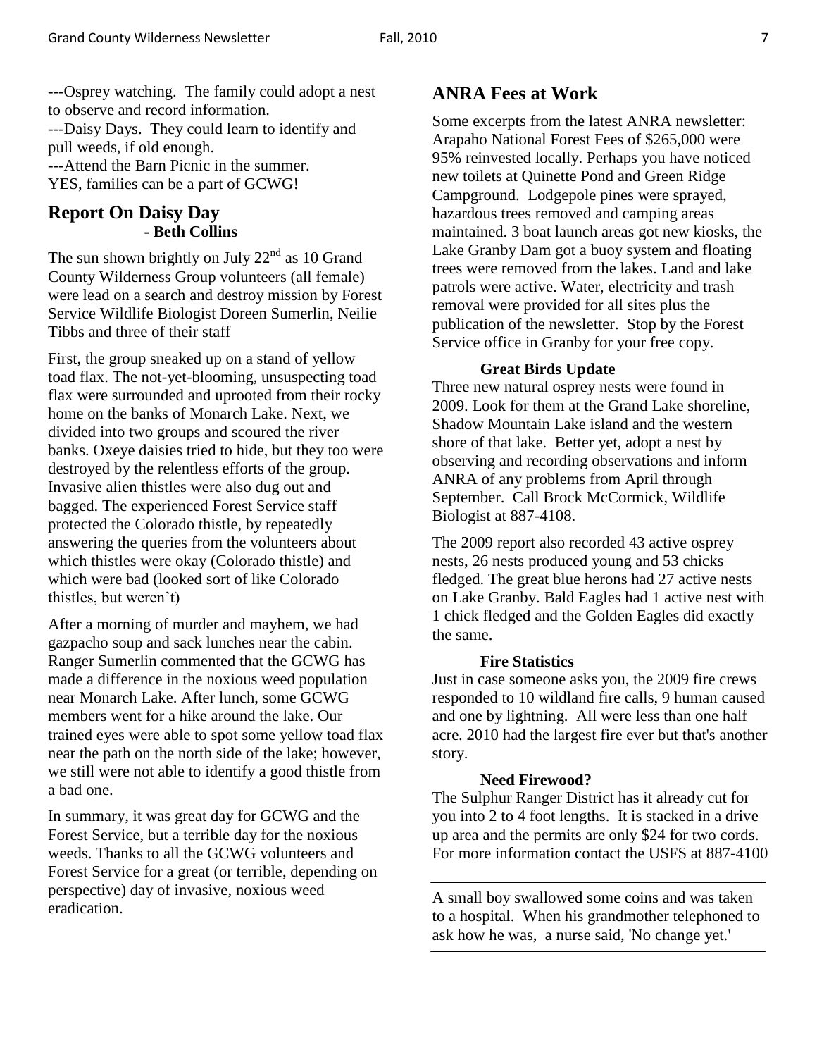---Osprey watching. The family could adopt a nest to observe and record information.
---Daisy Days. They could learn to identify and pull weeds, if old enough.
---Attend the Barn Picnic in the summer.
YES, families can be a part of GCWG!

## Report On Daisy Day

**- Beth Collins**

The sun shown brightly on July 22nd as 10 Grand County Wilderness Group volunteers (all female) were lead on a search and destroy mission by Forest Service Wildlife Biologist Doreen Sumerlin, Neilie Tibbs and three of their staff

First, the group sneaked up on a stand of yellow toad flax. The not-yet-blooming, unsuspecting toad flax were surrounded and uprooted from their rocky home on the banks of Monarch Lake. Next, we divided into two groups and scoured the river banks. Oxeye daisies tried to hide, but they too were destroyed by the relentless efforts of the group. Invasive alien thistles were also dug out and bagged. The experienced Forest Service staff protected the Colorado thistle, by repeatedly answering the queries from the volunteers about which thistles were okay (Colorado thistle) and which were bad (looked sort of like Colorado thistles, but weren't)

After a morning of murder and mayhem, we had gazpacho soup and sack lunches near the cabin. Ranger Sumerlin commented that the GCWG has made a difference in the noxious weed population near Monarch Lake. After lunch, some GCWG members went for a hike around the lake. Our trained eyes were able to spot some yellow toad flax near the path on the north side of the lake; however, we still were not able to identify a good thistle from a bad one.

In summary, it was great day for GCWG and the Forest Service, but a terrible day for the noxious weeds. Thanks to all the GCWG volunteers and Forest Service for a great (or terrible, depending on perspective) day of invasive, noxious weed eradication.

## ANRA Fees at Work

Some excerpts from the latest ANRA newsletter: Arapaho National Forest Fees of $265,000 were 95% reinvested locally. Perhaps you have noticed new toilets at Quinette Pond and Green Ridge Campground. Lodgepole pines were sprayed, hazardous trees removed and camping areas maintained. 3 boat launch areas got new kiosks, the Lake Granby Dam got a buoy system and floating trees were removed from the lakes. Land and lake patrols were active. Water, electricity and trash removal were provided for all sites plus the publication of the newsletter. Stop by the Forest Service office in Granby for your free copy.

**Great Birds Update**

Three new natural osprey nests were found in 2009. Look for them at the Grand Lake shoreline, Shadow Mountain Lake island and the western shore of that lake. Better yet, adopt a nest by observing and recording observations and inform ANRA of any problems from April through September. Call Brock McCormick, Wildlife Biologist at 887-4108.

The 2009 report also recorded 43 active osprey nests, 26 nests produced young and 53 chicks fledged. The great blue herons had 27 active nests on Lake Granby. Bald Eagles had 1 active nest with 1 chick fledged and the Golden Eagles did exactly the same.

**Fire Statistics**

Just in case someone asks you, the 2009 fire crews responded to 10 wildland fire calls, 9 human caused and one by lightning. All were less than one half acre. 2010 had the largest fire ever but that's another story.

**Need Firewood?**

The Sulphur Ranger District has it already cut for you into 2 to 4 foot lengths. It is stacked in a drive up area and the permits are only $24 for two cords. For more information contact the USFS at 887-4100

---

A small boy swallowed some coins and was taken to a hospital. When his grandmother telephoned to ask how he was, a nurse said, 'No change yet.'

---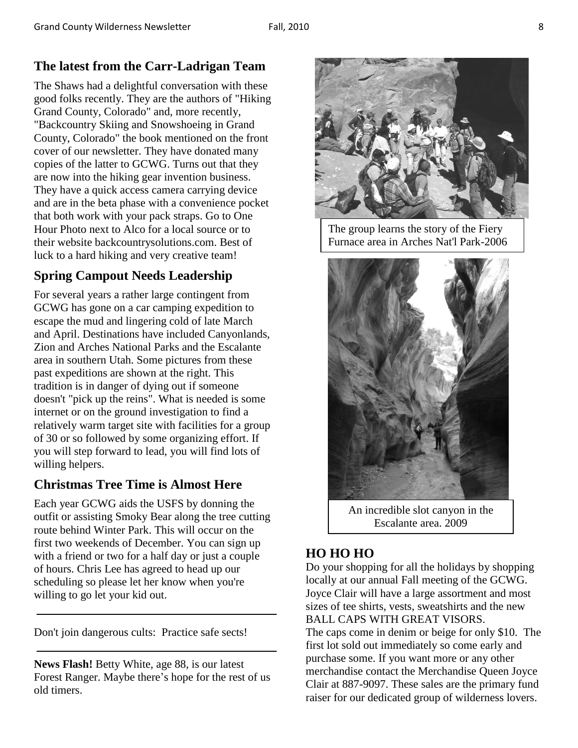## The latest from the Carr-Ladrigan Team

The Shaws had a delightful conversation with these good folks recently. They are the authors of "Hiking Grand County, Colorado" and, more recently, "Backcountry Skiing and Snowshoeing in Grand County, Colorado" the book mentioned on the front cover of our newsletter. They have donated many copies of the latter to GCWG. Turns out that they are now into the hiking gear invention business. They have a quick access camera carrying device and are in the beta phase with a convenience pocket that both work with your pack straps. Go to One Hour Photo next to Alco for a local source or to their website backcountrysolutions.com. Best of luck to a hard hiking and very creative team!

## Spring Campout Needs Leadership

For several years a rather large contingent from GCWG has gone on a car camping expedition to escape the mud and lingering cold of late March and April. Destinations have included Canyonlands, Zion and Arches National Parks and the Escalante area in southern Utah. Some pictures from these past expeditions are shown at the right. This tradition is in danger of dying out if someone doesn't "pick up the reins". What is needed is some internet or on the ground investigation to find a relatively warm target site with facilities for a group of 30 or so followed by some organizing effort. If you will step forward to lead, you will find lots of willing helpers.

## Christmas Tree Time is Almost Here

Each year GCWG aids the USFS by donning the outfit or assisting Smoky Bear along the tree cutting route behind Winter Park. This will occur on the first two weekends of December. You can sign up with a friend or two for a half day or just a couple of hours. Chris Lee has agreed to head up our scheduling so please let her know when you're willing to go let your kid out.

---

Don't join dangerous cults: Practice safe sects!

---

**News Flash!** Betty White, age 88, is our latest Forest Ranger. Maybe there's hope for the rest of us old timers.

The group learns the story of the Fiery Furnace area in Arches Nat'l Park-2006

An incredible slot canyon in the Escalante area. 2009

## HO HO HO

Do your shopping for all the holidays by shopping locally at our annual Fall meeting of the GCWG. Joyce Clair will have a large assortment and most sizes of tee shirts, vests, sweatshirts and the new BALL CAPS WITH GREAT VISORS.

The caps come in denim or beige for only $10. The first lot sold out immediately so come early and purchase some. If you want more or any other merchandise contact the Merchandise Queen Joyce Clair at 887-9097. These sales are the primary fund raiser for our dedicated group of wilderness lovers.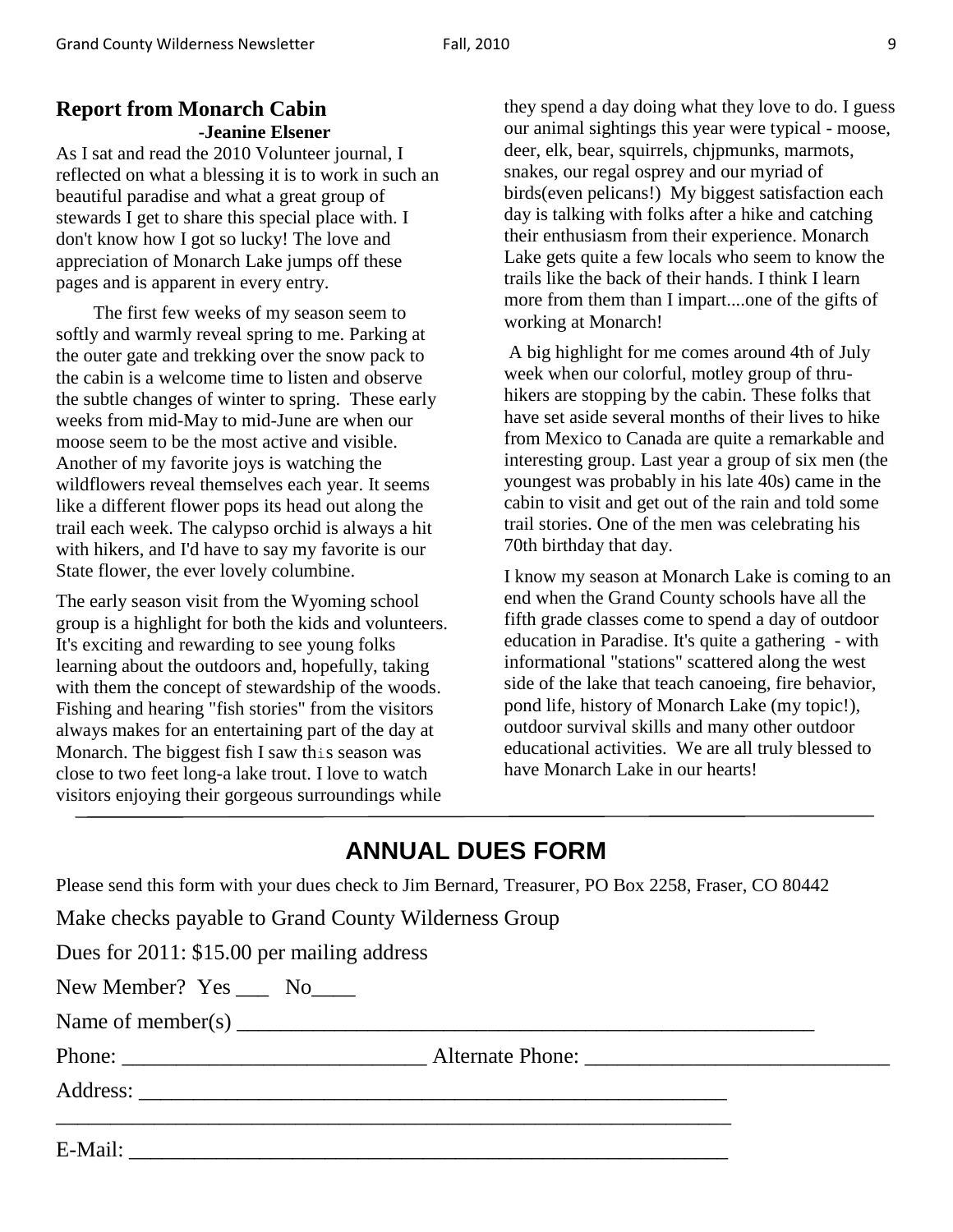## Report from Monarch Cabin

**-Jeanine Elsener**

As I sat and read the 2010 Volunteer journal, I reflected on what a blessing it is to work in such an beautiful paradise and what a great group of stewards I get to share this special place with. I don't know how I got so lucky! The love and appreciation of Monarch Lake jumps off these pages and is apparent in every entry.

The first few weeks of my season seem to softly and warmly reveal spring to me. Parking at the outer gate and trekking over the snow pack to the cabin is a welcome time to listen and observe the subtle changes of winter to spring. These early weeks from mid-May to mid-June are when our moose seem to be the most active and visible. Another of my favorite joys is watching the wildflowers reveal themselves each year. It seems like a different flower pops its head out along the trail each week. The calypso orchid is always a hit with hikers, and I'd have to say my favorite is our State flower, the ever lovely columbine.

The early season visit from the Wyoming school group is a highlight for both the kids and volunteers. It's exciting and rewarding to see young folks learning about the outdoors and, hopefully, taking with them the concept of stewardship of the woods. Fishing and hearing "fish stories" from the visitors always makes for an entertaining part of the day at Monarch. The biggest fish I saw this season was close to two feet long-a lake trout. I love to watch visitors enjoying their gorgeous surroundings while they spend a day doing what they love to do. I guess our animal sightings this year were typical - moose, deer, elk, bear, squirrels, chjpmunks, marmots, snakes, our regal osprey and our myriad of birds(even pelicans!) My biggest satisfaction each day is talking with folks after a hike and catching their enthusiasm from their experience. Monarch Lake gets quite a few locals who seem to know the trails like the back of their hands. I think I learn more from them than I impart....one of the gifts of working at Monarch!

A big highlight for me comes around 4th of July week when our colorful, motley group of thru-hikers are stopping by the cabin. These folks that have set aside several months of their lives to hike from Mexico to Canada are quite a remarkable and interesting group. Last year a group of six men (the youngest was probably in his late 40s) came in the cabin to visit and get out of the rain and told some trail stories. One of the men was celebrating his 70th birthday that day.

I know my season at Monarch Lake is coming to an end when the Grand County schools have all the fifth grade classes come to spend a day of outdoor education in Paradise. It's quite a gathering - with informational "stations" scattered along the west side of the lake that teach canoeing, fire behavior, pond life, history of Monarch Lake (my topic!), outdoor survival skills and many other outdoor educational activities. We are all truly blessed to have Monarch Lake in our hearts!

---

## ANNUAL DUES FORM

Please send this form with your dues check to Jim Bernard, Treasurer, PO Box 2258, Fraser, CO 80442

Make checks payable to Grand County Wilderness Group

Dues for 2011: $15.00 per mailing address

New Member? Yes ___ No____

Name of member(s) ______________________________________________________

Phone: ____________________________ Alternate Phone: ____________________________

Address: ______________________________________________________

______________________________________________________________

E-Mail: ______________________________________________________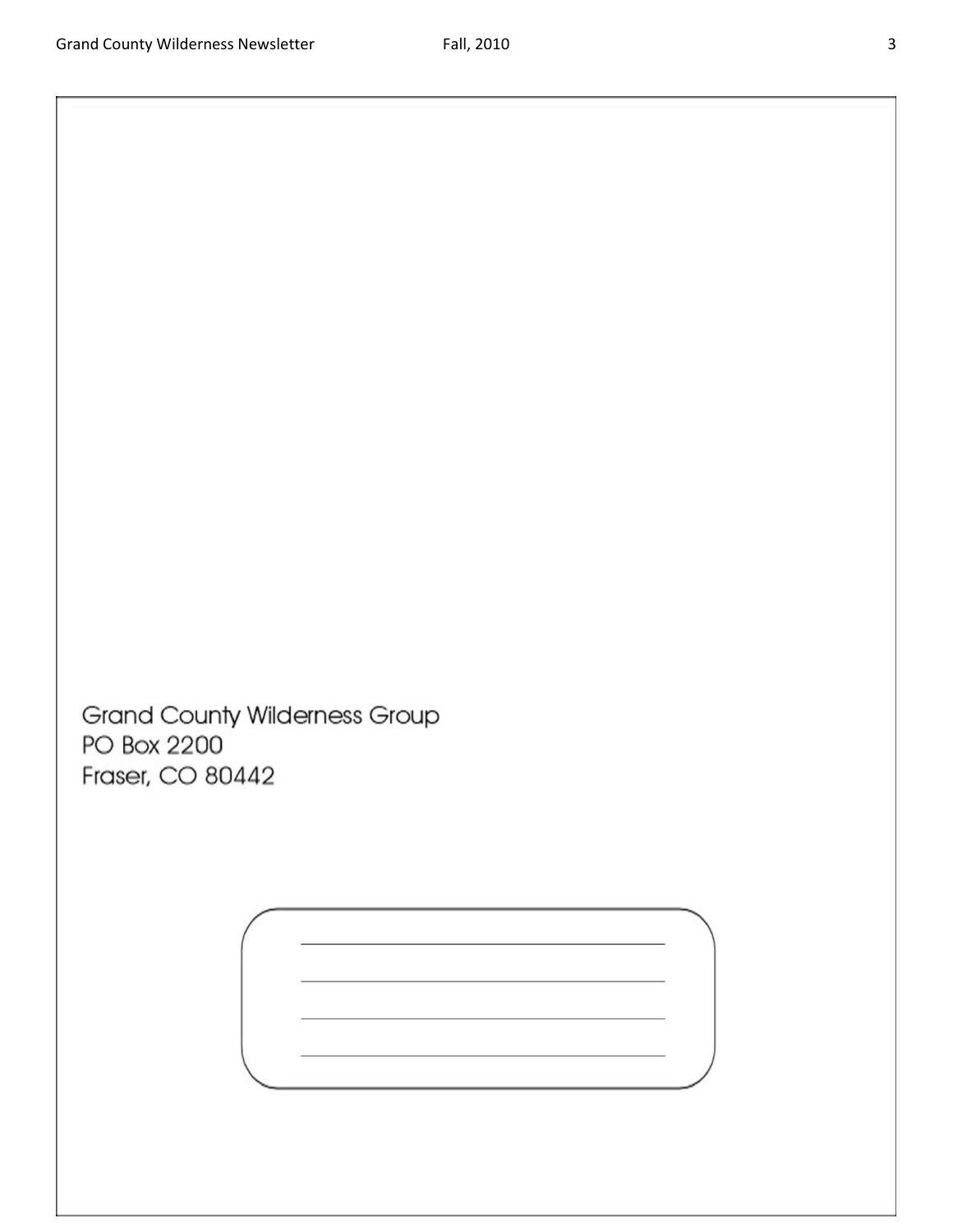Grand County Wilderness Group
PO Box 2200
Fraser, CO 80442